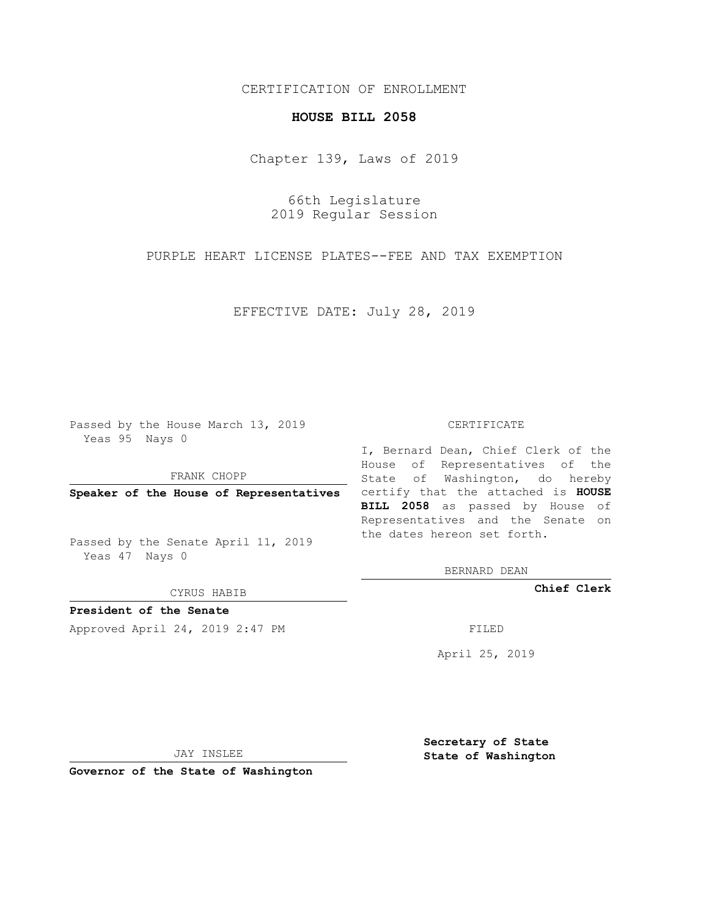CERTIFICATION OF ENROLLMENT

**HOUSE BILL 2058**

Chapter 139, Laws of 2019

66th Legislature
2019 Regular Session

PURPLE HEART LICENSE PLATES--FEE AND TAX EXEMPTION

EFFECTIVE DATE: July 28, 2019

Passed by the House March 13, 2019
Yeas 95 Nays 0

FRANK CHOPP

**Speaker of the House of Representatives**

Passed by the Senate April 11, 2019
Yeas 47 Nays 0

CYRUS HABIB

**President of the Senate**

Approved April 24, 2019 2:47 PM

JAY INSLEE

**Governor of the State of Washington**

CERTIFICATE

I, Bernard Dean, Chief Clerk of the House of Representatives of the State of Washington, do hereby certify that the attached is **HOUSE BILL 2058** as passed by House of Representatives and the Senate on the dates hereon set forth.

BERNARD DEAN

**Chief Clerk**

FILED

April 25, 2019

**Secretary of State**
**State of Washington**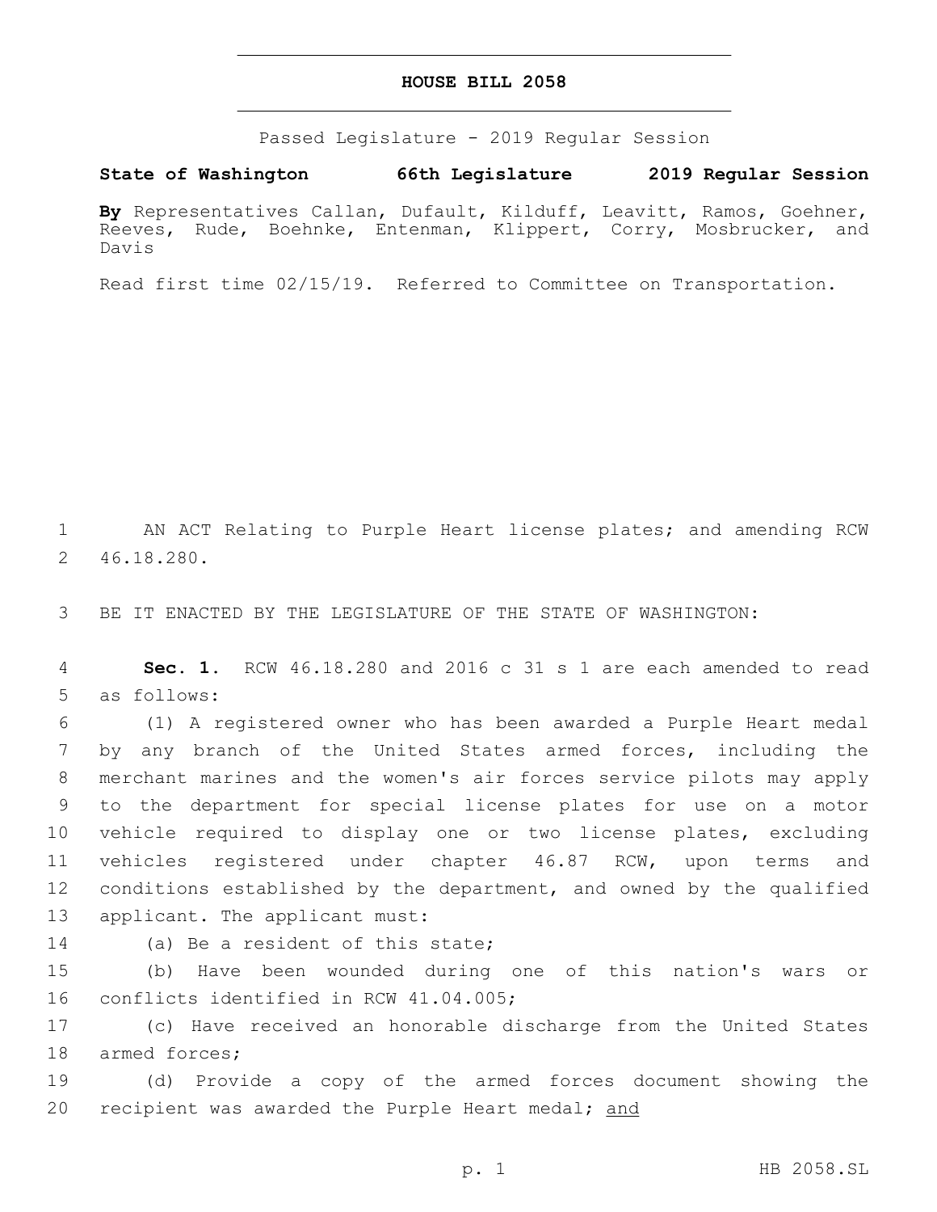# HOUSE BILL 2058

Passed Legislature - 2019 Regular Session

**State of Washington 66th Legislature 2019 Regular Session**

**By** Representatives Callan, Dufault, Kilduff, Leavitt, Ramos, Goehner, Reeves, Rude, Boehnke, Entenman, Klippert, Corry, Mosbrucker, and Davis

Read first time 02/15/19. Referred to Committee on Transportation.

AN ACT Relating to Purple Heart license plates; and amending RCW 46.18.280.

BE IT ENACTED BY THE LEGISLATURE OF THE STATE OF WASHINGTON:

**Sec. 1.** RCW 46.18.280 and 2016 c 31 s 1 are each amended to read as follows:

(1) A registered owner who has been awarded a Purple Heart medal by any branch of the United States armed forces, including the merchant marines and the women's air forces service pilots may apply to the department for special license plates for use on a motor vehicle required to display one or two license plates, excluding vehicles registered under chapter 46.87 RCW, upon terms and conditions established by the department, and owned by the qualified applicant. The applicant must:

(a) Be a resident of this state;

(b) Have been wounded during one of this nation's wars or conflicts identified in RCW 41.04.005;

(c) Have received an honorable discharge from the United States armed forces;

(d) Provide a copy of the armed forces document showing the recipient was awarded the Purple Heart medal; <u>and</u>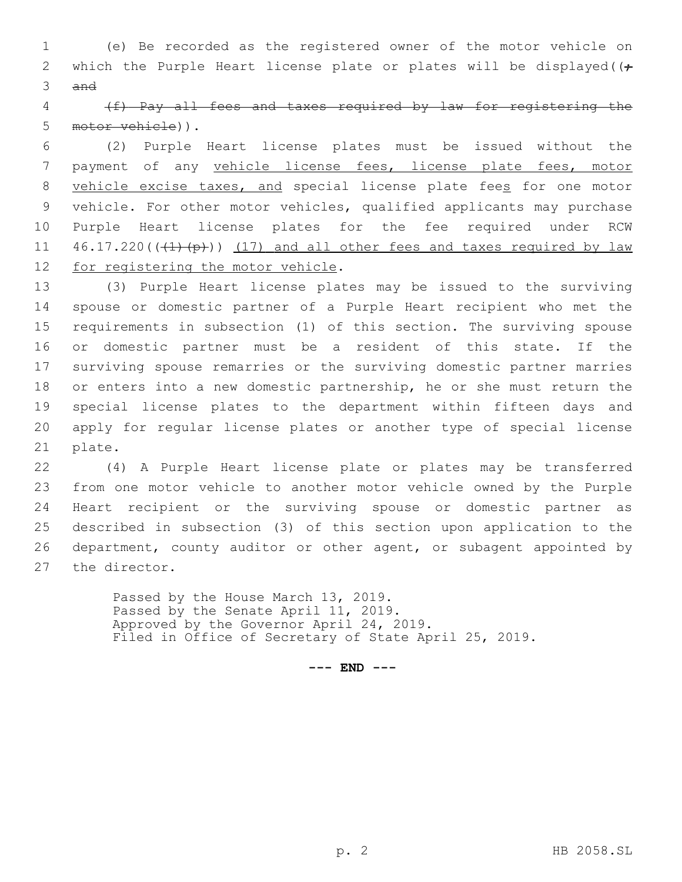(e) Be recorded as the registered owner of the motor vehicle on which the Purple Heart license plate or plates will be displayed((;
and

(f) Pay all fees and taxes required by law for registering the motor vehicle)).

(2) Purple Heart license plates must be issued without the payment of any vehicle license fees, license plate fees, motor vehicle excise taxes, and special license plate fees for one motor vehicle. For other motor vehicles, qualified applicants may purchase Purple Heart license plates for the fee required under RCW 46.17.220(((1)(p))) (17) and all other fees and taxes required by law for registering the motor vehicle.

(3) Purple Heart license plates may be issued to the surviving spouse or domestic partner of a Purple Heart recipient who met the requirements in subsection (1) of this section. The surviving spouse or domestic partner must be a resident of this state. If the surviving spouse remarries or the surviving domestic partner marries or enters into a new domestic partnership, he or she must return the special license plates to the department within fifteen days and apply for regular license plates or another type of special license plate.

(4) A Purple Heart license plate or plates may be transferred from one motor vehicle to another motor vehicle owned by the Purple Heart recipient or the surviving spouse or domestic partner as described in subsection (3) of this section upon application to the department, county auditor or other agent, or subagent appointed by the director.

Passed by the House March 13, 2019.
Passed by the Senate April 11, 2019.
Approved by the Governor April 24, 2019.
Filed in Office of Secretary of State April 25, 2019.

**--- END ---**